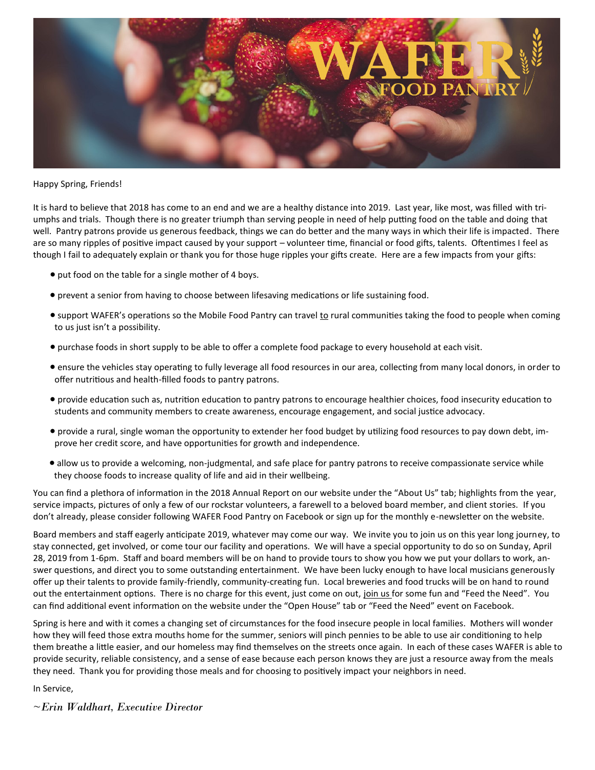# WAFER FOOD PANTRY

Happy Spring, Friends!

It is hard to believe that 2018 has come to an end and we are a healthy distance into 2019. Last year, like most, was filled with triumphs and trials. Though there is no greater triumph than serving people in need of help putting food on the table and doing that well. Pantry patrons provide us generous feedback, things we can do better and the many ways in which their life is impacted. There are so many ripples of positive impact caused by your support – volunteer time, financial or food gifts, talents. Oftentimes I feel as though I fail to adequately explain or thank you for those huge ripples your gifts create. Here are a few impacts from your gifts:

- put food on the table for a single mother of 4 boys.
- prevent a senior from having to choose between lifesaving medications or life sustaining food.
- support WAFER's operations so the Mobile Food Pantry can travel to rural communities taking the food to people when coming to us just isn't a possibility.
- purchase foods in short supply to be able to offer a complete food package to every household at each visit.
- ensure the vehicles stay operating to fully leverage all food resources in our area, collecting from many local donors, in order to offer nutritious and health-filled foods to pantry patrons.
- provide education such as, nutrition education to pantry patrons to encourage healthier choices, food insecurity education to students and community members to create awareness, encourage engagement, and social justice advocacy.
- provide a rural, single woman the opportunity to extender her food budget by utilizing food resources to pay down debt, improve her credit score, and have opportunities for growth and independence.
- allow us to provide a welcoming, non-judgmental, and safe place for pantry patrons to receive compassionate service while they choose foods to increase quality of life and aid in their wellbeing.

You can find a plethora of information in the 2018 Annual Report on our website under the "About Us" tab; highlights from the year, service impacts, pictures of only a few of our rockstar volunteers, a farewell to a beloved board member, and client stories. If you don't already, please consider following WAFER Food Pantry on Facebook or sign up for the monthly e-newsletter on the website.

Board members and staff eagerly anticipate 2019, whatever may come our way. We invite you to join us on this year long journey, to stay connected, get involved, or come tour our facility and operations. We will have a special opportunity to do so on Sunday, April 28, 2019 from 1-6pm. Staff and board members will be on hand to provide tours to show you how we put your dollars to work, answer questions, and direct you to some outstanding entertainment. We have been lucky enough to have local musicians generously offer up their talents to provide family-friendly, community-creating fun. Local breweries and food trucks will be on hand to round out the entertainment options. There is no charge for this event, just come on out, join us for some fun and "Feed the Need". You can find additional event information on the website under the "Open House" tab or "Feed the Need" event on Facebook.

Spring is here and with it comes a changing set of circumstances for the food insecure people in local families. Mothers will wonder how they will feed those extra mouths home for the summer, seniors will pinch pennies to be able to use air conditioning to help them breathe a little easier, and our homeless may find themselves on the streets once again. In each of these cases WAFER is able to provide security, reliable consistency, and a sense of ease because each person knows they are just a resource away from the meals they need. Thank you for providing those meals and for choosing to positively impact your neighbors in need.

In Service,

*~Erin Waldhart, Executive Director*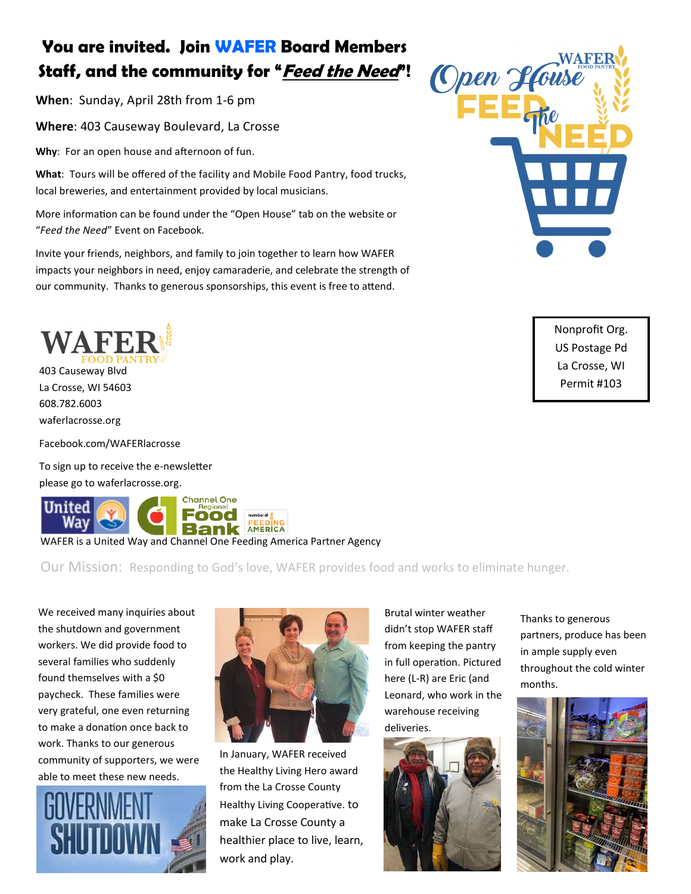# You are invited. Join WAFER Board Members Staff, and the community for "*Feed the Need*"!

**When**: Sunday, April 28th from 1-6 pm

**Where**: 403 Causeway Boulevard, La Crosse

**Why**: For an open house and afternoon of fun.

**What**: Tours will be offered of the facility and Mobile Food Pantry, food trucks, local breweries, and entertainment provided by local musicians.

More information can be found under the "Open House" tab on the website or "*Feed the Need*" Event on Facebook.

Invite your friends, neighbors, and family to join together to learn how WAFER impacts your neighbors in need, enjoy camaraderie, and celebrate the strength of our community. Thanks to generous sponsorships, this event is free to attend.

WAFER Open House FEED the NEED

WAFER FOOD PANTRY
403 Causeway Blvd
La Crosse, WI 54603
608.782.6003
waferlacrosse.org

Facebook.com/WAFERlacrosse

To sign up to receive the e-newsletter please go to waferlacrosse.org.

Nonprofit Org.
US Postage Pd
La Crosse, WI
Permit #103

WAFER is a United Way and Channel One Feeding America Partner Agency

Our Mission: Responding to God's love, WAFER provides food and works to eliminate hunger.

We received many inquiries about the shutdown and government workers. We did provide food to several families who suddenly found themselves with a $0 paycheck. These families were very grateful, one even returning to make a donation once back to work. Thanks to our generous community of supporters, we were able to meet these new needs.

In January, WAFER received the Healthy Living Hero award from the La Crosse County Healthy Living Cooperative. to make La Crosse County a healthier place to live, learn, work and play.

Brutal winter weather didn't stop WAFER staff from keeping the pantry in full operation. Pictured here (L-R) are Eric (and Leonard, who work in the warehouse receiving deliveries.

Thanks to generous partners, produce has been in ample supply even throughout the cold winter months.